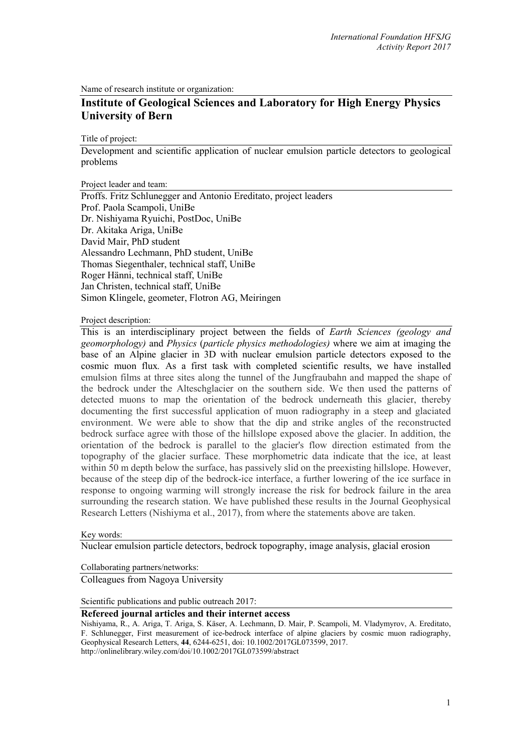Name of research institute or organization:

## Institute of Geological Sciences and Laboratory for High Energy Physics University of Bern

Title of project:

Development and scientific application of nuclear emulsion particle detectors to geological problems

Project leader and team:

Proffs. Fritz Schlunegger and Antonio Ereditato, project leaders
Prof. Paola Scampoli, UniBe
Dr. Nishiyama Ryuichi, PostDoc, UniBe
Dr. Akitaka Ariga, UniBe
David Mair, PhD student
Alessandro Lechmann, PhD student, UniBe
Thomas Siegenthaler, technical staff, UniBe
Roger Hänni, technical staff, UniBe
Jan Christen, technical staff, UniBe
Simon Klingele, geometer, Flotron AG, Meiringen

Project description:

This is an interdisciplinary project between the fields of *Earth Sciences (geology and geomorphology)* and *Physics* (*particle physics methodologies)* where we aim at imaging the base of an Alpine glacier in 3D with nuclear emulsion particle detectors exposed to the cosmic muon flux. As a first task with completed scientific results, we have installed emulsion films at three sites along the tunnel of the Jungfraubahn and mapped the shape of the bedrock under the Alteschglacier on the southern side. We then used the patterns of detected muons to map the orientation of the bedrock underneath this glacier, thereby documenting the first successful application of muon radiography in a steep and glaciated environment. We were able to show that the dip and strike angles of the reconstructed bedrock surface agree with those of the hillslope exposed above the glacier. In addition, the orientation of the bedrock is parallel to the glacier's flow direction estimated from the topography of the glacier surface. These morphometric data indicate that the ice, at least within 50 m depth below the surface, has passively slid on the preexisting hillslope. However, because of the steep dip of the bedrock-ice interface, a further lowering of the ice surface in response to ongoing warming will strongly increase the risk for bedrock failure in the area surrounding the research station. We have published these results in the Journal Geophysical Research Letters (Nishiyma et al., 2017), from where the statements above are taken.

Key words:

Nuclear emulsion particle detectors, bedrock topography, image analysis, glacial erosion

Collaborating partners/networks:

Colleagues from Nagoya University

Scientific publications and public outreach 2017:

**Refereed journal articles and their internet access**

Nishiyama, R., A. Ariga, T. Ariga, S. Käser, A. Lechmann, D. Mair, P. Scampoli, M. Vladymyrov, A. Ereditato, F. Schlunegger, First measurement of ice-bedrock interface of alpine glaciers by cosmic muon radiography, Geophysical Research Letters, **44**, 6244-6251, doi: 10.1002/2017GL073599, 2017.
http://onlinelibrary.wiley.com/doi/10.1002/2017GL073599/abstract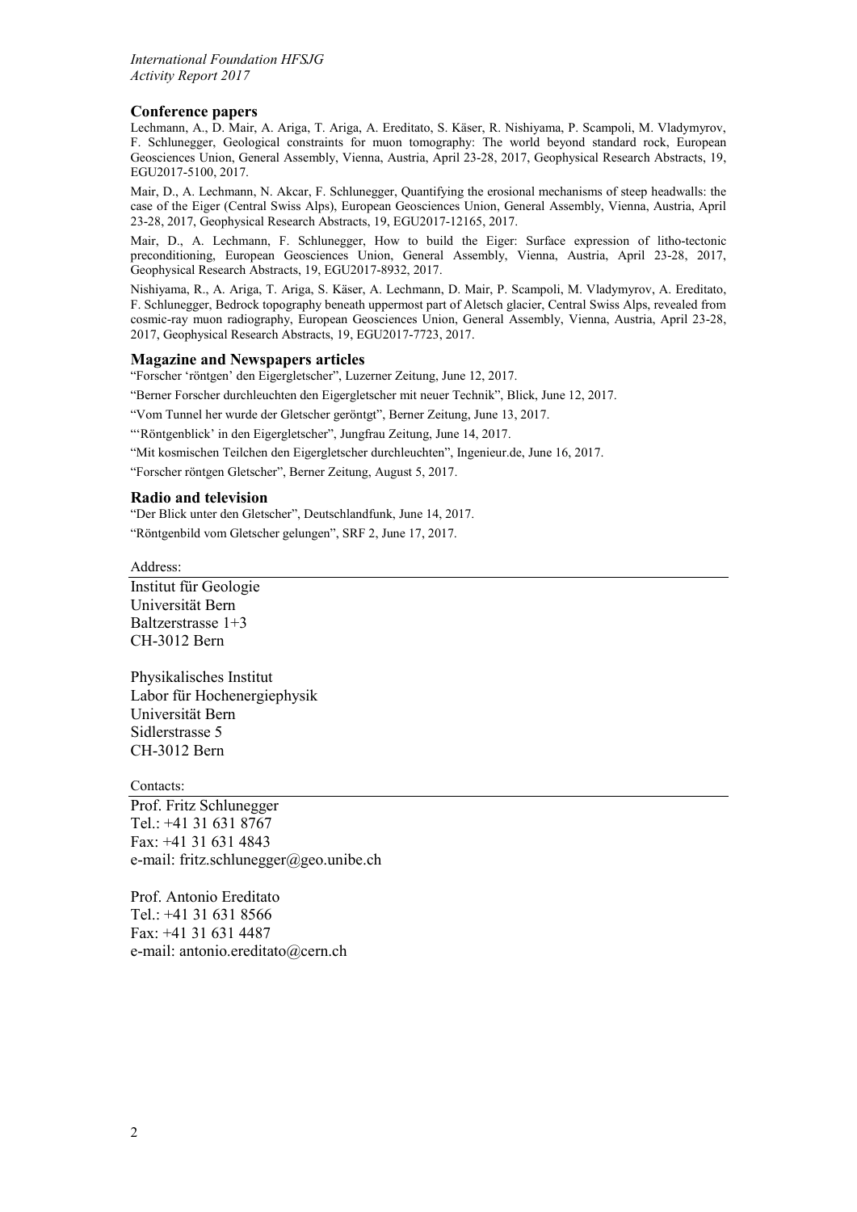### Conference papers

Lechmann, A., D. Mair, A. Ariga, T. Ariga, A. Ereditato, S. Käser, R. Nishiyama, P. Scampoli, M. Vladymyrov, F. Schlunegger, Geological constraints for muon tomography: The world beyond standard rock, European Geosciences Union, General Assembly, Vienna, Austria, April 23-28, 2017, Geophysical Research Abstracts, 19, EGU2017-5100, 2017.

Mair, D., A. Lechmann, N. Akcar, F. Schlunegger, Quantifying the erosional mechanisms of steep headwalls: the case of the Eiger (Central Swiss Alps), European Geosciences Union, General Assembly, Vienna, Austria, April 23-28, 2017, Geophysical Research Abstracts, 19, EGU2017-12165, 2017.

Mair, D., A. Lechmann, F. Schlunegger, How to build the Eiger: Surface expression of litho-tectonic preconditioning, European Geosciences Union, General Assembly, Vienna, Austria, April 23-28, 2017, Geophysical Research Abstracts, 19, EGU2017-8932, 2017.

Nishiyama, R., A. Ariga, T. Ariga, S. Käser, A. Lechmann, D. Mair, P. Scampoli, M. Vladymyrov, A. Ereditato, F. Schlunegger, Bedrock topography beneath uppermost part of Aletsch glacier, Central Swiss Alps, revealed from cosmic-ray muon radiography, European Geosciences Union, General Assembly, Vienna, Austria, April 23-28, 2017, Geophysical Research Abstracts, 19, EGU2017-7723, 2017.

### Magazine and Newspapers articles

"Forscher 'röntgen' den Eigergletscher", Luzerner Zeitung, June 12, 2017.

"Berner Forscher durchleuchten den Eigergletscher mit neuer Technik", Blick, June 12, 2017.

"Vom Tunnel her wurde der Gletscher geröntgt", Berner Zeitung, June 13, 2017.

"'Röntgenblick' in den Eigergletscher", Jungfrau Zeitung, June 14, 2017.

"Mit kosmischen Teilchen den Eigergletscher durchleuchten", Ingenieur.de, June 16, 2017.

"Forscher röntgen Gletscher", Berner Zeitung, August 5, 2017.

### Radio and television

"Der Blick unter den Gletscher", Deutschlandfunk, June 14, 2017.

"Röntgenbild vom Gletscher gelungen", SRF 2, June 17, 2017.

Address:

Institut für Geologie
Universität Bern
Baltzerstrasse 1+3
CH-3012 Bern

Physikalisches Institut
Labor für Hochenergiephysik
Universität Bern
Sidlerstrasse 5
CH-3012 Bern

Contacts:

Prof. Fritz Schlunegger
Tel.: +41 31 631 8767
Fax: +41 31 631 4843
e-mail: fritz.schlunegger@geo.unibe.ch

Prof. Antonio Ereditato
Tel.: +41 31 631 8566
Fax: +41 31 631 4487
e-mail: antonio.ereditato@cern.ch